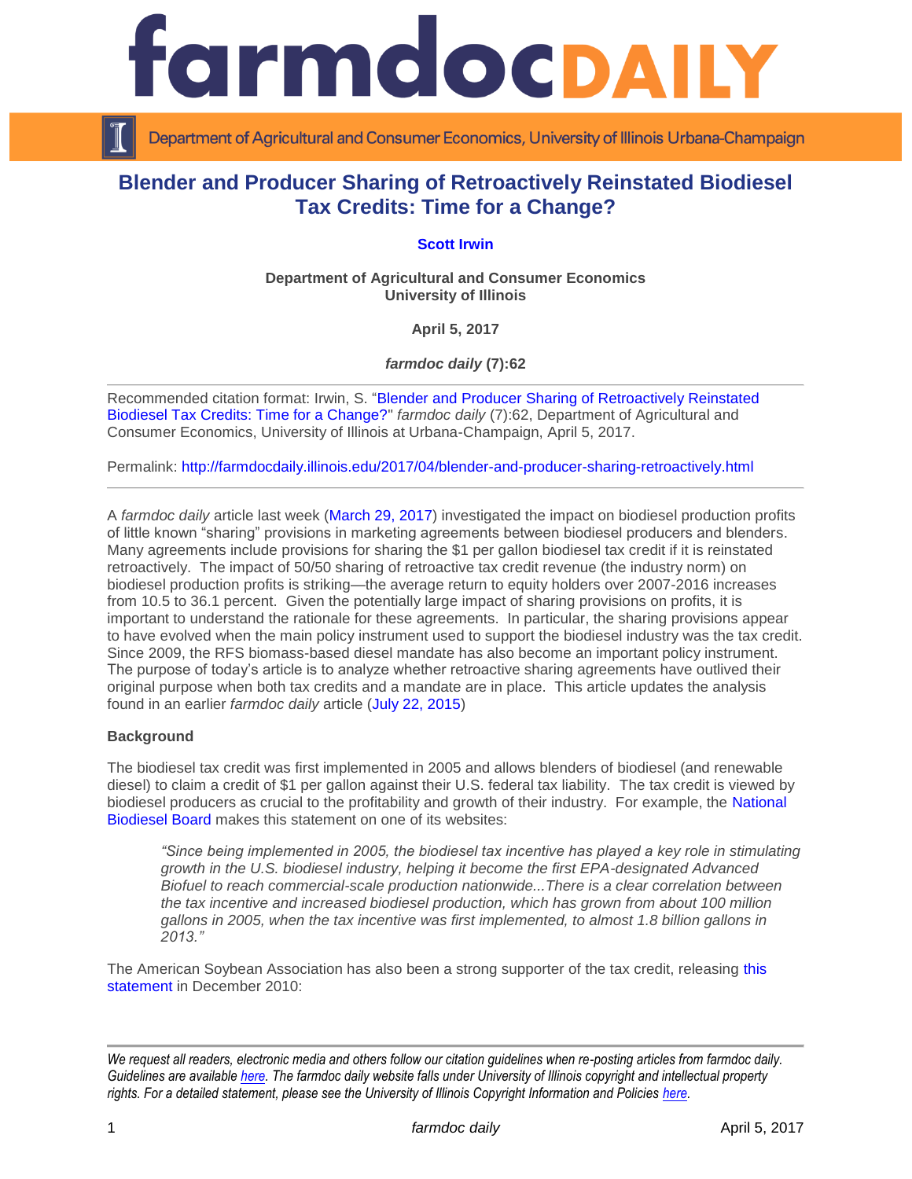# Blender and Producer Sharing of Retroactively Reinstated Biodiesel Tax Credits: Time for a Change?

**Scott Irwin**

**Department of Agricultural and Consumer Economics**
**University of Illinois**

**April 5, 2017**

***farmdoc daily* (7):62**

---

Recommended citation format: Irwin, S. "Blender and Producer Sharing of Retroactively Reinstated Biodiesel Tax Credits: Time for a Change?" *farmdoc daily* (7):62, Department of Agricultural and Consumer Economics, University of Illinois at Urbana-Champaign, April 5, 2017.

Permalink: http://farmdocdaily.illinois.edu/2017/04/blender-and-producer-sharing-retroactively.html

---

A *farmdoc daily* article last week (March 29, 2017) investigated the impact on biodiesel production profits of little known "sharing" provisions in marketing agreements between biodiesel producers and blenders. Many agreements include provisions for sharing the $1 per gallon biodiesel tax credit if it is reinstated retroactively. The impact of 50/50 sharing of retroactive tax credit revenue (the industry norm) on biodiesel production profits is striking—the average return to equity holders over 2007-2016 increases from 10.5 to 36.1 percent. Given the potentially large impact of sharing provisions on profits, it is important to understand the rationale for these agreements. In particular, the sharing provisions appear to have evolved when the main policy instrument used to support the biodiesel industry was the tax credit. Since 2009, the RFS biomass-based diesel mandate has also become an important policy instrument. The purpose of today's article is to analyze whether retroactive sharing agreements have outlived their original purpose when both tax credits and a mandate are in place. This article updates the analysis found in an earlier *farmdoc daily* article (July 22, 2015)

**Background**

The biodiesel tax credit was first implemented in 2005 and allows blenders of biodiesel (and renewable diesel) to claim a credit of $1 per gallon against their U.S. federal tax liability. The tax credit is viewed by biodiesel producers as crucial to the profitability and growth of their industry. For example, the National Biodiesel Board makes this statement on one of its websites:

> *"Since being implemented in 2005, the biodiesel tax incentive has played a key role in stimulating growth in the U.S. biodiesel industry, helping it become the first EPA-designated Advanced Biofuel to reach commercial-scale production nationwide...There is a clear correlation between the tax incentive and increased biodiesel production, which has grown from about 100 million gallons in 2005, when the tax incentive was first implemented, to almost 1.8 billion gallons in 2013."*

The American Soybean Association has also been a strong supporter of the tax credit, releasing this statement in December 2010:

---

*We request all readers, electronic media and others follow our citation guidelines when re-posting articles from farmdoc daily. Guidelines are available here. The farmdoc daily website falls under University of Illinois copyright and intellectual property rights. For a detailed statement, please see the University of Illinois Copyright Information and Policies here.*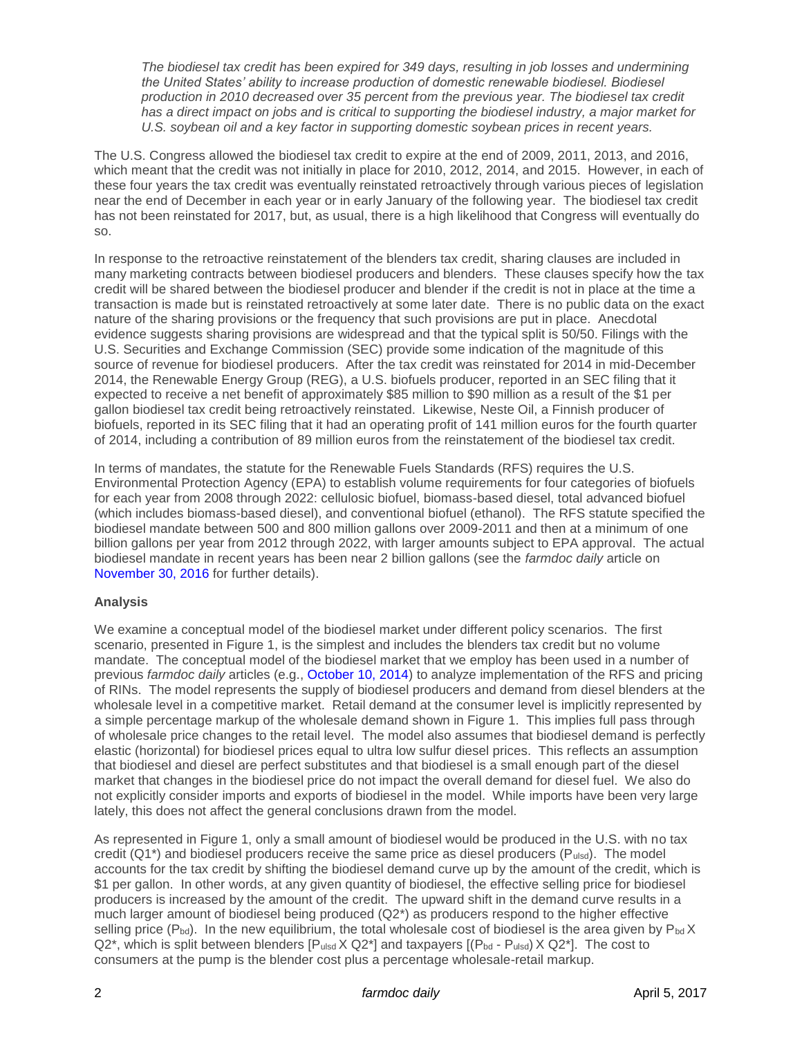*The biodiesel tax credit has been expired for 349 days, resulting in job losses and undermining the United States' ability to increase production of domestic renewable biodiesel. Biodiesel production in 2010 decreased over 35 percent from the previous year. The biodiesel tax credit has a direct impact on jobs and is critical to supporting the biodiesel industry, a major market for U.S. soybean oil and a key factor in supporting domestic soybean prices in recent years.*

The U.S. Congress allowed the biodiesel tax credit to expire at the end of 2009, 2011, 2013, and 2016, which meant that the credit was not initially in place for 2010, 2012, 2014, and 2015. However, in each of these four years the tax credit was eventually reinstated retroactively through various pieces of legislation near the end of December in each year or in early January of the following year. The biodiesel tax credit has not been reinstated for 2017, but, as usual, there is a high likelihood that Congress will eventually do so.

In response to the retroactive reinstatement of the blenders tax credit, sharing clauses are included in many marketing contracts between biodiesel producers and blenders. These clauses specify how the tax credit will be shared between the biodiesel producer and blender if the credit is not in place at the time a transaction is made but is reinstated retroactively at some later date. There is no public data on the exact nature of the sharing provisions or the frequency that such provisions are put in place. Anecdotal evidence suggests sharing provisions are widespread and that the typical split is 50/50. Filings with the U.S. Securities and Exchange Commission (SEC) provide some indication of the magnitude of this source of revenue for biodiesel producers. After the tax credit was reinstated for 2014 in mid-December 2014, the Renewable Energy Group (REG), a U.S. biofuels producer, reported in an SEC filing that it expected to receive a net benefit of approximately $85 million to $90 million as a result of the $1 per gallon biodiesel tax credit being retroactively reinstated. Likewise, Neste Oil, a Finnish producer of biofuels, reported in its SEC filing that it had an operating profit of 141 million euros for the fourth quarter of 2014, including a contribution of 89 million euros from the reinstatement of the biodiesel tax credit.

In terms of mandates, the statute for the Renewable Fuels Standards (RFS) requires the U.S. Environmental Protection Agency (EPA) to establish volume requirements for four categories of biofuels for each year from 2008 through 2022: cellulosic biofuel, biomass-based diesel, total advanced biofuel (which includes biomass-based diesel), and conventional biofuel (ethanol). The RFS statute specified the biodiesel mandate between 500 and 800 million gallons over 2009-2011 and then at a minimum of one billion gallons per year from 2012 through 2022, with larger amounts subject to EPA approval. The actual biodiesel mandate in recent years has been near 2 billion gallons (see the *farmdoc daily* article on November 30, 2016 for further details).

**Analysis**

We examine a conceptual model of the biodiesel market under different policy scenarios. The first scenario, presented in Figure 1, is the simplest and includes the blenders tax credit but no volume mandate. The conceptual model of the biodiesel market that we employ has been used in a number of previous *farmdoc daily* articles (e.g., October 10, 2014) to analyze implementation of the RFS and pricing of RINs. The model represents the supply of biodiesel producers and demand from diesel blenders at the wholesale level in a competitive market. Retail demand at the consumer level is implicitly represented by a simple percentage markup of the wholesale demand shown in Figure 1. This implies full pass through of wholesale price changes to the retail level. The model also assumes that biodiesel demand is perfectly elastic (horizontal) for biodiesel prices equal to ultra low sulfur diesel prices. This reflects an assumption that biodiesel and diesel are perfect substitutes and that biodiesel is a small enough part of the diesel market that changes in the biodiesel price do not impact the overall demand for diesel fuel. We also do not explicitly consider imports and exports of biodiesel in the model. While imports have been very large lately, this does not affect the general conclusions drawn from the model.

As represented in Figure 1, only a small amount of biodiesel would be produced in the U.S. with no tax credit ($Q1^*$) and biodiesel producers receive the same price as diesel producers ($P_{ulsd}$). The model accounts for the tax credit by shifting the biodiesel demand curve up by the amount of the credit, which is $1 per gallon. In other words, at any given quantity of biodiesel, the effective selling price for biodiesel producers is increased by the amount of the credit. The upward shift in the demand curve results in a much larger amount of biodiesel being produced ($Q2^*$) as producers respond to the higher effective selling price ($P_{bd}$). In the new equilibrium, the total wholesale cost of biodiesel is the area given by $P_{bd} \times Q2^*$, which is split between blenders [$P_{ulsd} \times Q2^*$] and taxpayers [$(P_{bd} - P_{ulsd}) \times Q2^*$]. The cost to consumers at the pump is the blender cost plus a percentage wholesale-retail markup.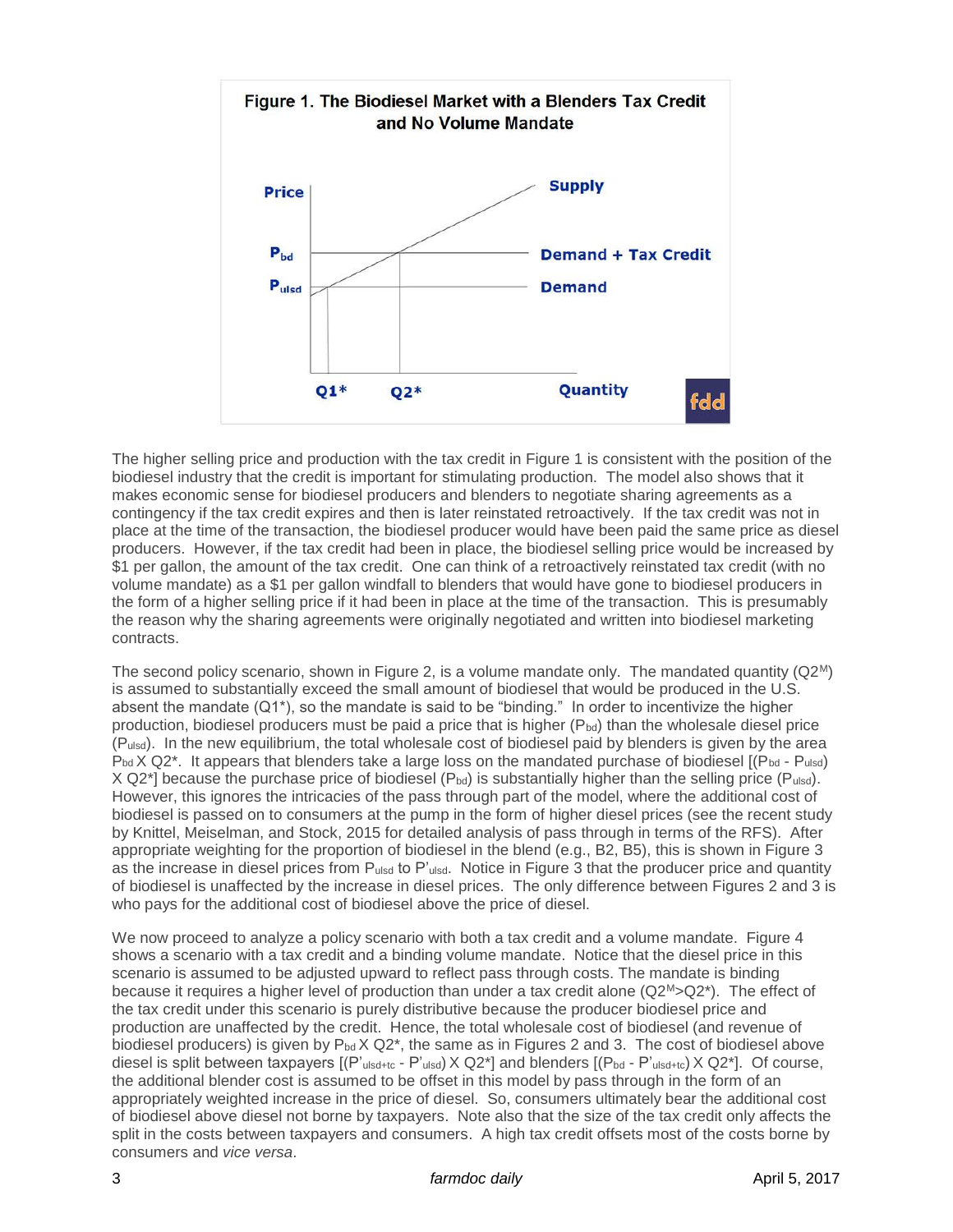**Figure 1. The Biodiesel Market with a Blenders Tax Credit and No Volume Mandate**

The higher selling price and production with the tax credit in Figure 1 is consistent with the position of the biodiesel industry that the credit is important for stimulating production. The model also shows that it makes economic sense for biodiesel producers and blenders to negotiate sharing agreements as a contingency if the tax credit expires and then is later reinstated retroactively. If the tax credit was not in place at the time of the transaction, the biodiesel producer would have been paid the same price as diesel producers. However, if the tax credit had been in place, the biodiesel selling price would be increased by $1 per gallon, the amount of the tax credit. One can think of a retroactively reinstated tax credit (with no volume mandate) as a $1 per gallon windfall to blenders that would have gone to biodiesel producers in the form of a higher selling price if it had been in place at the time of the transaction. This is presumably the reason why the sharing agreements were originally negotiated and written into biodiesel marketing contracts.

The second policy scenario, shown in Figure 2, is a volume mandate only. The mandated quantity ($Q2^M$) is assumed to substantially exceed the small amount of biodiesel that would be produced in the U.S. absent the mandate ($Q1^*$), so the mandate is said to be "binding." In order to incentivize the higher production, biodiesel producers must be paid a price that is higher ($P_{bd}$) than the wholesale diesel price ($P_{ulsd}$). In the new equilibrium, the total wholesale cost of biodiesel paid by blenders is given by the area $P_{bd}$ X $Q2^*$. It appears that blenders take a large loss on the mandated purchase of biodiesel [($P_{bd}$ - $P_{ulsd}$) X $Q2^*$] because the purchase price of biodiesel ($P_{bd}$) is substantially higher than the selling price ($P_{ulsd}$). However, this ignores the intricacies of the pass through part of the model, where the additional cost of biodiesel is passed on to consumers at the pump in the form of higher diesel prices (see the recent study by Knittel, Meiselman, and Stock, 2015 for detailed analysis of pass through in terms of the RFS). After appropriate weighting for the proportion of biodiesel in the blend (e.g., B2, B5), this is shown in Figure 3 as the increase in diesel prices from $P_{ulsd}$ to $P'_{ulsd}$. Notice in Figure 3 that the producer price and quantity of biodiesel is unaffected by the increase in diesel prices. The only difference between Figures 2 and 3 is who pays for the additional cost of biodiesel above the price of diesel.

We now proceed to analyze a policy scenario with both a tax credit and a volume mandate. Figure 4 shows a scenario with a tax credit and a binding volume mandate. Notice that the diesel price in this scenario is assumed to be adjusted upward to reflect pass through costs. The mandate is binding because it requires a higher level of production than under a tax credit alone ($Q2^M$>$Q2^*$). The effect of the tax credit under this scenario is purely distributive because the producer biodiesel price and production are unaffected by the credit. Hence, the total wholesale cost of biodiesel (and revenue of biodiesel producers) is given by $P_{bd}$ X $Q2^*$, the same as in Figures 2 and 3. The cost of biodiesel above diesel is split between taxpayers [($P'_{ulsd+tc}$ - $P'_{ulsd}$) X $Q2^*$] and blenders [($P_{bd}$ - $P'_{ulsd+tc}$) X $Q2^*$]. Of course, the additional blender cost is assumed to be offset in this model by pass through in the form of an appropriately weighted increase in the price of diesel. So, consumers ultimately bear the additional cost of biodiesel above diesel not borne by taxpayers. Note also that the size of the tax credit only affects the split in the costs between taxpayers and consumers. A high tax credit offsets most of the costs borne by consumers and *vice versa*.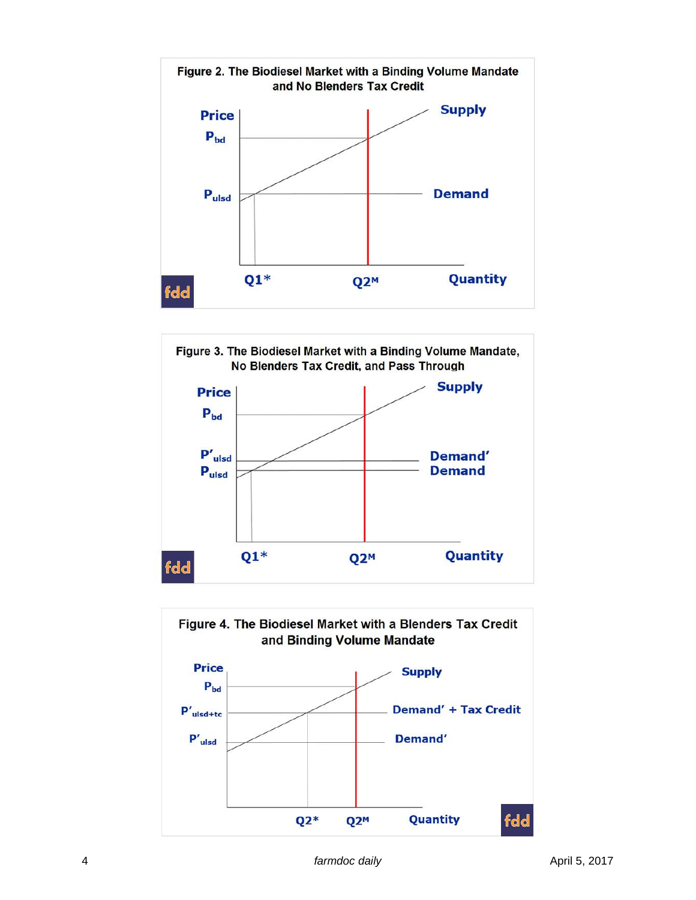**Figure 2. The Biodiesel Market with a Binding Volume Mandate and No Blenders Tax Credit**

**Figure 3. The Biodiesel Market with a Binding Volume Mandate, No Blenders Tax Credit, and Pass Through**

**Figure 4. The Biodiesel Market with a Blenders Tax Credit and Binding Volume Mandate**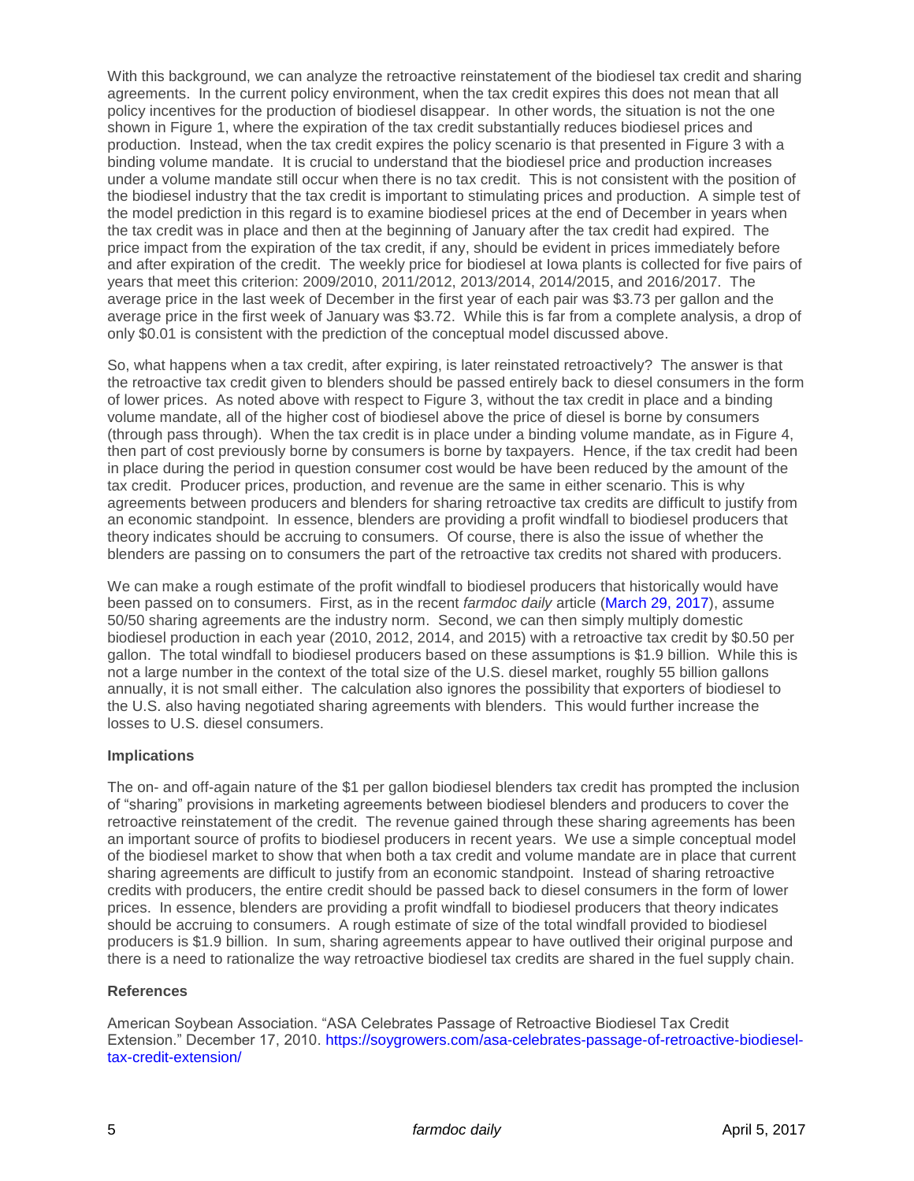With this background, we can analyze the retroactive reinstatement of the biodiesel tax credit and sharing agreements. In the current policy environment, when the tax credit expires this does not mean that all policy incentives for the production of biodiesel disappear. In other words, the situation is not the one shown in Figure 1, where the expiration of the tax credit substantially reduces biodiesel prices and production. Instead, when the tax credit expires the policy scenario is that presented in Figure 3 with a binding volume mandate. It is crucial to understand that the biodiesel price and production increases under a volume mandate still occur when there is no tax credit. This is not consistent with the position of the biodiesel industry that the tax credit is important to stimulating prices and production. A simple test of the model prediction in this regard is to examine biodiesel prices at the end of December in years when the tax credit was in place and then at the beginning of January after the tax credit had expired. The price impact from the expiration of the tax credit, if any, should be evident in prices immediately before and after expiration of the credit. The weekly price for biodiesel at Iowa plants is collected for five pairs of years that meet this criterion: 2009/2010, 2011/2012, 2013/2014, 2014/2015, and 2016/2017. The average price in the last week of December in the first year of each pair was $3.73 per gallon and the average price in the first week of January was $3.72. While this is far from a complete analysis, a drop of only $0.01 is consistent with the prediction of the conceptual model discussed above.

So, what happens when a tax credit, after expiring, is later reinstated retroactively? The answer is that the retroactive tax credit given to blenders should be passed entirely back to diesel consumers in the form of lower prices. As noted above with respect to Figure 3, without the tax credit in place and a binding volume mandate, all of the higher cost of biodiesel above the price of diesel is borne by consumers (through pass through). When the tax credit is in place under a binding volume mandate, as in Figure 4, then part of cost previously borne by consumers is borne by taxpayers. Hence, if the tax credit had been in place during the period in question consumer cost would be have been reduced by the amount of the tax credit. Producer prices, production, and revenue are the same in either scenario. This is why agreements between producers and blenders for sharing retroactive tax credits are difficult to justify from an economic standpoint. In essence, blenders are providing a profit windfall to biodiesel producers that theory indicates should be accruing to consumers. Of course, there is also the issue of whether the blenders are passing on to consumers the part of the retroactive tax credits not shared with producers.

We can make a rough estimate of the profit windfall to biodiesel producers that historically would have been passed on to consumers. First, as in the recent *farmdoc daily* article (March 29, 2017), assume 50/50 sharing agreements are the industry norm. Second, we can then simply multiply domestic biodiesel production in each year (2010, 2012, 2014, and 2015) with a retroactive tax credit by $0.50 per gallon. The total windfall to biodiesel producers based on these assumptions is $1.9 billion. While this is not a large number in the context of the total size of the U.S. diesel market, roughly 55 billion gallons annually, it is not small either. The calculation also ignores the possibility that exporters of biodiesel to the U.S. also having negotiated sharing agreements with blenders. This would further increase the losses to U.S. diesel consumers.

**Implications**

The on- and off-again nature of the $1 per gallon biodiesel blenders tax credit has prompted the inclusion of "sharing" provisions in marketing agreements between biodiesel blenders and producers to cover the retroactive reinstatement of the credit. The revenue gained through these sharing agreements has been an important source of profits to biodiesel producers in recent years. We use a simple conceptual model of the biodiesel market to show that when both a tax credit and volume mandate are in place that current sharing agreements are difficult to justify from an economic standpoint. Instead of sharing retroactive credits with producers, the entire credit should be passed back to diesel consumers in the form of lower prices. In essence, blenders are providing a profit windfall to biodiesel producers that theory indicates should be accruing to consumers. A rough estimate of size of the total windfall provided to biodiesel producers is $1.9 billion. In sum, sharing agreements appear to have outlived their original purpose and there is a need to rationalize the way retroactive biodiesel tax credits are shared in the fuel supply chain.

**References**

American Soybean Association. "ASA Celebrates Passage of Retroactive Biodiesel Tax Credit Extension." December 17, 2010. https://soygrowers.com/asa-celebrates-passage-of-retroactive-biodiesel-tax-credit-extension/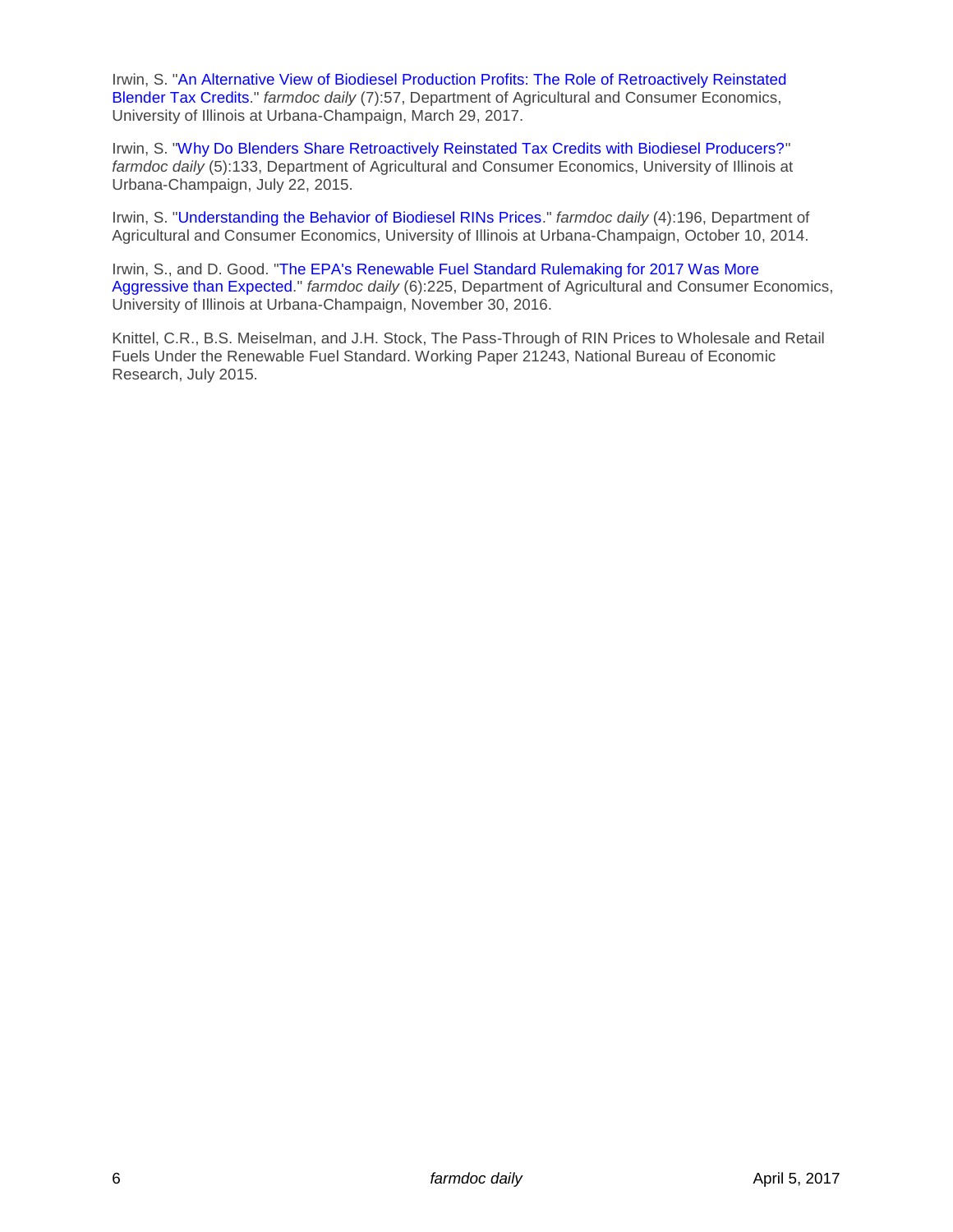Irwin, S. "An Alternative View of Biodiesel Production Profits: The Role of Retroactively Reinstated Blender Tax Credits." *farmdoc daily* (7):57, Department of Agricultural and Consumer Economics, University of Illinois at Urbana-Champaign, March 29, 2017.

Irwin, S. "Why Do Blenders Share Retroactively Reinstated Tax Credits with Biodiesel Producers?" *farmdoc daily* (5):133, Department of Agricultural and Consumer Economics, University of Illinois at Urbana-Champaign, July 22, 2015.

Irwin, S. "Understanding the Behavior of Biodiesel RINs Prices." *farmdoc daily* (4):196, Department of Agricultural and Consumer Economics, University of Illinois at Urbana-Champaign, October 10, 2014.

Irwin, S., and D. Good. "The EPA's Renewable Fuel Standard Rulemaking for 2017 Was More Aggressive than Expected." *farmdoc daily* (6):225, Department of Agricultural and Consumer Economics, University of Illinois at Urbana-Champaign, November 30, 2016.

Knittel, C.R., B.S. Meiselman, and J.H. Stock, The Pass-Through of RIN Prices to Wholesale and Retail Fuels Under the Renewable Fuel Standard. Working Paper 21243, National Bureau of Economic Research, July 2015.